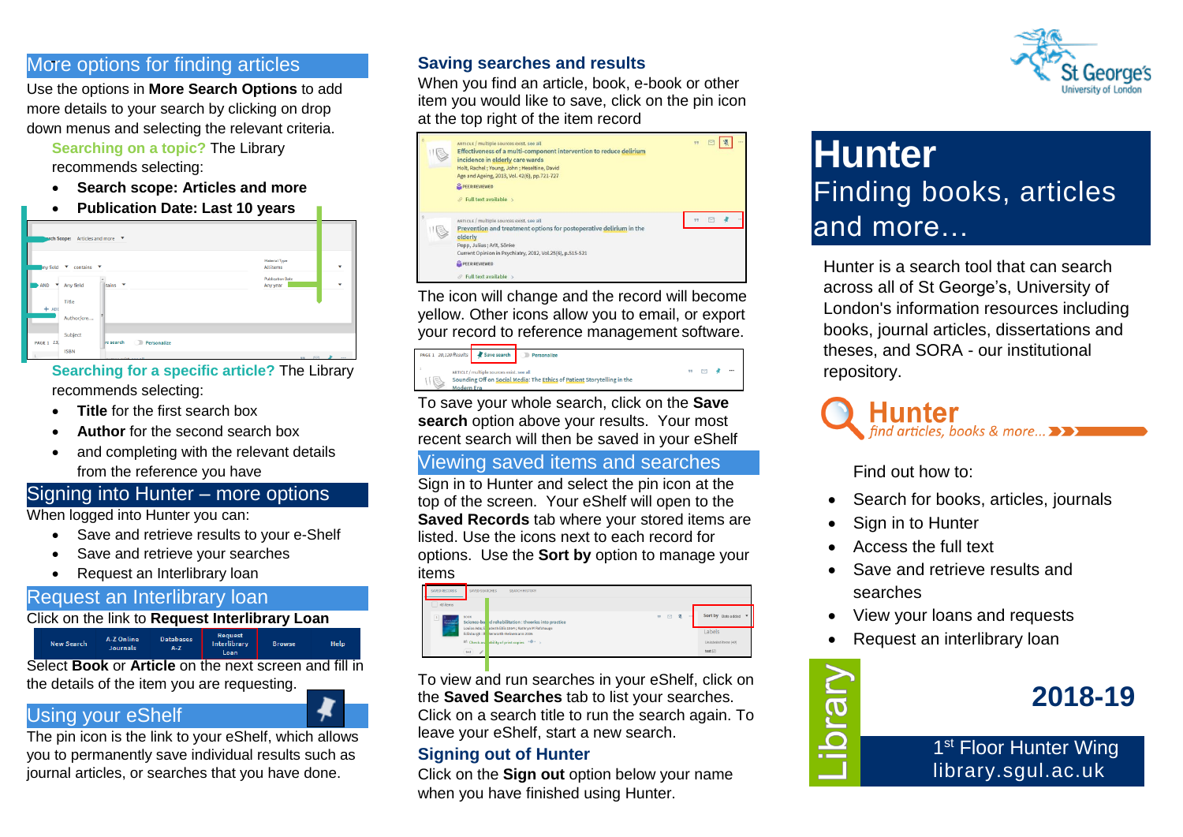## More options for finding articles

Use the options in **More Search Options** to add more details to your search by clicking on drop down menus and selecting the relevant criteria.

**Searching on a topic?** The Library recommends selecting:

- **Search scope: Articles and more**
- **Publication Date: Last 10 years**

**Searching for a specific article?** The Library recommends selecting:

- **Title** for the first search box
- **Author** for the second search box
- and completing with the relevant details from the reference you have

## Signing into Hunter – more options

When logged into Hunter you can:

- Save and retrieve results to your e-Shelf
- Save and retrieve your searches
- Request an Interlibrary loan

## Request an Interlibrary loan

Click on the link to **Request Interlibrary Loan**

Select **Book** or **Article** on the next screen and fill in the details of the item you are requesting.

## Using your eShelf

The pin icon is the link to your eShelf, which allows you to permanently save individual results such as journal articles, or searches that you have done.

### Saving searches and results

When you find an article, book, e-book or other item you would like to save, click on the pin icon at the top right of the item record

The icon will change and the record will become yellow. Other icons allow you to email, or export your record to reference management software.

To save your whole search, click on the **Save search** option above your results. Your most recent search will then be saved in your eShelf

## Viewing saved items and searches

Sign in to Hunter and select the pin icon at the top of the screen. Your eShelf will open to the **Saved Records** tab where your stored items are listed. Use the icons next to each record for options. Use the **Sort by** option to manage your items

To view and run searches in your eShelf, click on the **Saved Searches** tab to list your searches. Click on a search title to run the search again. To leave your eShelf, start a new search.

### Signing out of Hunter

Click on the **Sign out** option below your name when you have finished using Hunter.

St George's University of London

# Hunter

## Finding books, articles and more…

Hunter is a search tool that can search across all of St George's, University of London's information resources including books, journal articles, dissertations and theses, and SORA - our institutional repository.

Hunter — *find articles, books & more…*

Find out how to:

- Search for books, articles, journals
- Sign in to Hunter
- Access the full text
- Save and retrieve results and searches
- View your loans and requests
- Request an interlibrary loan

Library

**2018-19**

1st Floor Hunter Wing
library.sgul.ac.uk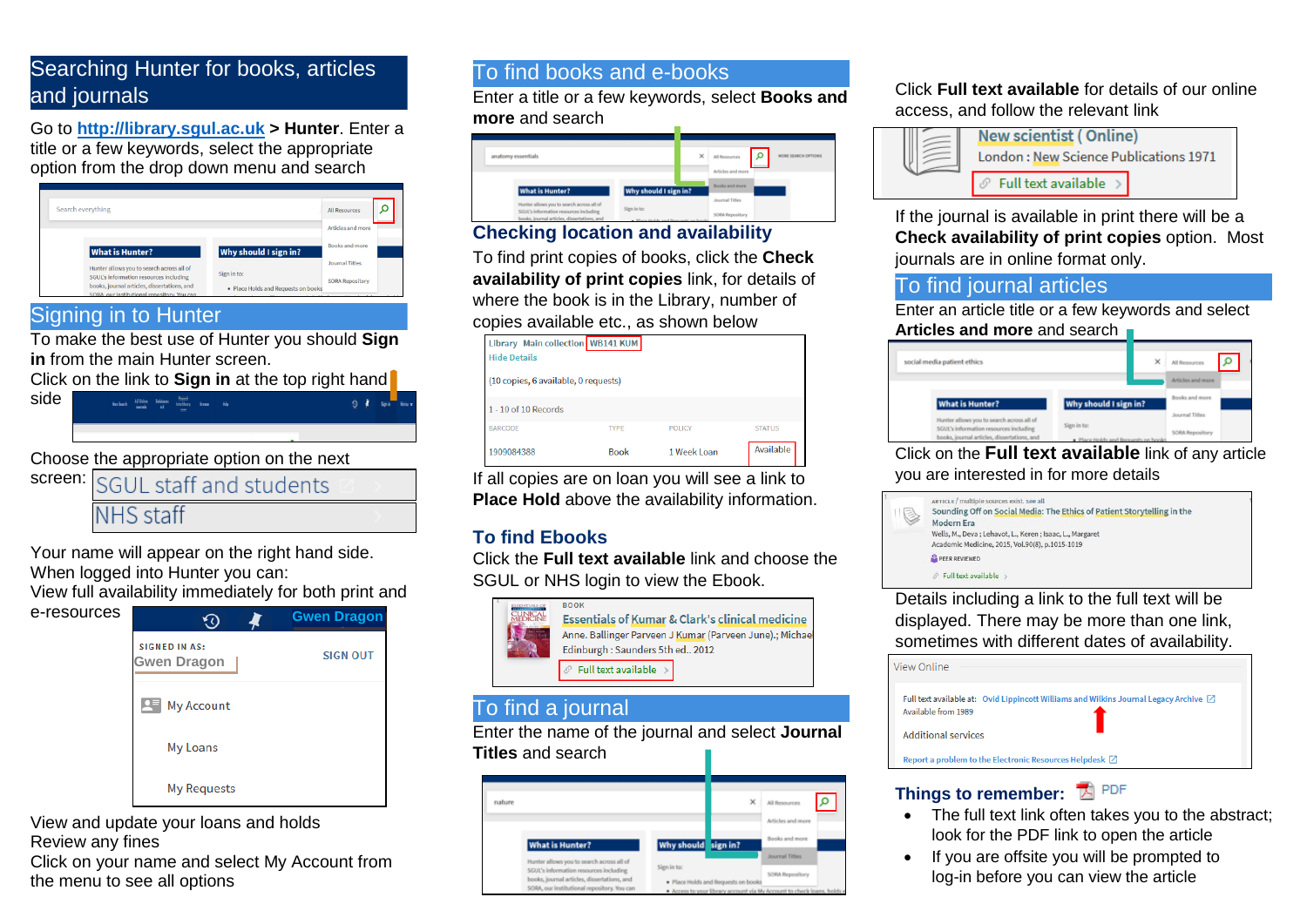# Searching Hunter for books, articles and journals

Go to **http://library.sgul.ac.uk > Hunter**. Enter a title or a few keywords, select the appropriate option from the drop down menu and search

## Signing in to Hunter

To make the best use of Hunter you should **Sign in** from the main Hunter screen.

Click on the link to **Sign in** at the top right hand side

Choose the appropriate option on the next screen:

SGUL staff and students

NHS staff

Your name will appear on the right hand side. When logged into Hunter you can:

View full availability immediately for both print and e-resources

View and update your loans and holds

Review any fines

Click on your name and select My Account from the menu to see all options

## To find books and e-books

Enter a title or a few keywords, select **Books and more** and search

### Checking location and availability

To find print copies of books, click the **Check availability of print copies** link, for details of where the book is in the Library, number of copies available etc., as shown below

If all copies are on loan you will see a link to **Place Hold** above the availability information.

### To find Ebooks

Click the **Full text available** link and choose the SGUL or NHS login to view the Ebook.

## To find a journal

Enter the name of the journal and select **Journal Titles** and search

Click **Full text available** for details of our online access, and follow the relevant link

If the journal is available in print there will be a **Check availability of print copies** option. Most journals are in online format only.

## To find journal articles

Enter an article title or a few keywords and select **Articles and more** and search

Click on the **Full text available** link of any article you are interested in for more details

Details including a link to the full text will be displayed. There may be more than one link, sometimes with different dates of availability.

### Things to remember:

- The full text link often takes you to the abstract; look for the PDF link to open the article
- If you are offsite you will be prompted to log-in before you can view the article